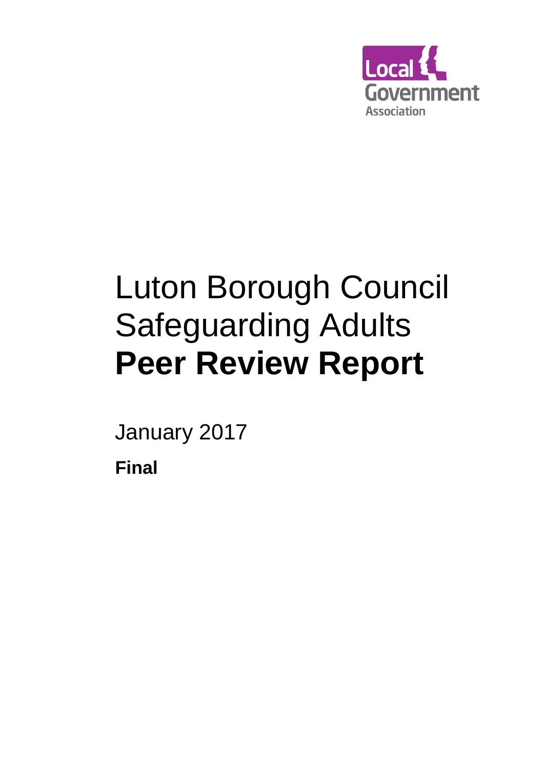Local Government Association

# Luton Borough Council Safeguarding Adults **Peer Review Report**

January 2017

**Final**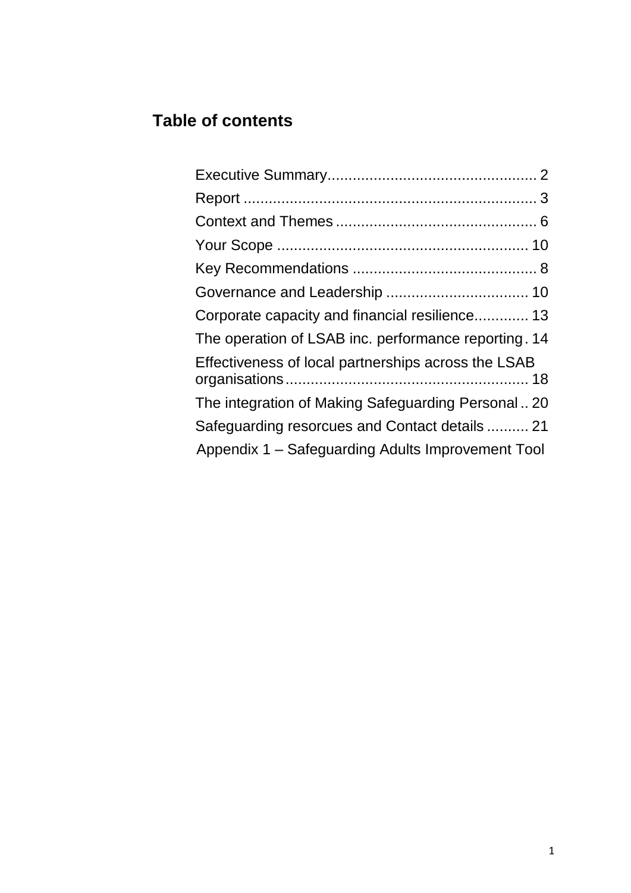## Table of contents

Executive Summary.................................................. 2
Report ...................................................................... 3
Context and Themes ................................................ 6
Your Scope ............................................................ 10
Key Recommendations ............................................ 8
Governance and Leadership .................................. 10
Corporate capacity and financial resilience............. 13
The operation of LSAB inc. performance reporting . 14
Effectiveness of local partnerships across the LSAB organisations.......................................................... 18
The integration of Making Safeguarding Personal .. 20
Safeguarding resorcues and Contact details .......... 21
Appendix 1 – Safeguarding Adults Improvement Tool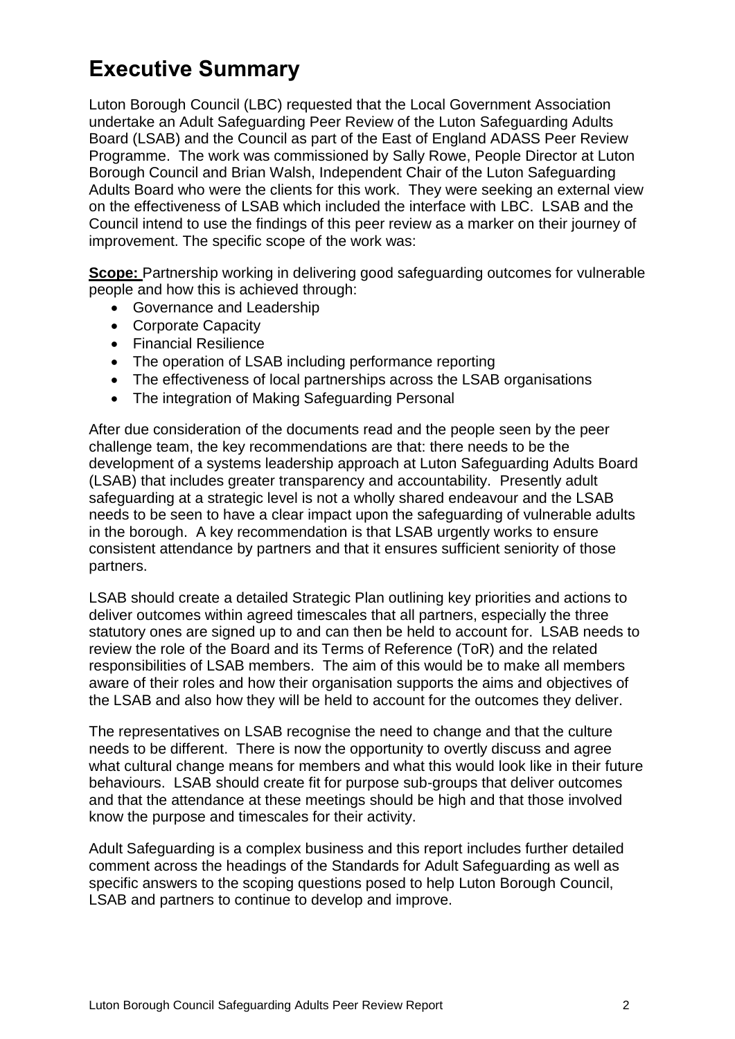# Executive Summary

Luton Borough Council (LBC) requested that the Local Government Association undertake an Adult Safeguarding Peer Review of the Luton Safeguarding Adults Board (LSAB) and the Council as part of the East of England ADASS Peer Review Programme. The work was commissioned by Sally Rowe, People Director at Luton Borough Council and Brian Walsh, Independent Chair of the Luton Safeguarding Adults Board who were the clients for this work. They were seeking an external view on the effectiveness of LSAB which included the interface with LBC. LSAB and the Council intend to use the findings of this peer review as a marker on their journey of improvement. The specific scope of the work was:

**Scope:** Partnership working in delivering good safeguarding outcomes for vulnerable people and how this is achieved through:

- Governance and Leadership
- Corporate Capacity
- Financial Resilience
- The operation of LSAB including performance reporting
- The effectiveness of local partnerships across the LSAB organisations
- The integration of Making Safeguarding Personal

After due consideration of the documents read and the people seen by the peer challenge team, the key recommendations are that: there needs to be the development of a systems leadership approach at Luton Safeguarding Adults Board (LSAB) that includes greater transparency and accountability. Presently adult safeguarding at a strategic level is not a wholly shared endeavour and the LSAB needs to be seen to have a clear impact upon the safeguarding of vulnerable adults in the borough. A key recommendation is that LSAB urgently works to ensure consistent attendance by partners and that it ensures sufficient seniority of those partners.

LSAB should create a detailed Strategic Plan outlining key priorities and actions to deliver outcomes within agreed timescales that all partners, especially the three statutory ones are signed up to and can then be held to account for. LSAB needs to review the role of the Board and its Terms of Reference (ToR) and the related responsibilities of LSAB members. The aim of this would be to make all members aware of their roles and how their organisation supports the aims and objectives of the LSAB and also how they will be held to account for the outcomes they deliver.

The representatives on LSAB recognise the need to change and that the culture needs to be different. There is now the opportunity to overtly discuss and agree what cultural change means for members and what this would look like in their future behaviours. LSAB should create fit for purpose sub-groups that deliver outcomes and that the attendance at these meetings should be high and that those involved know the purpose and timescales for their activity.

Adult Safeguarding is a complex business and this report includes further detailed comment across the headings of the Standards for Adult Safeguarding as well as specific answers to the scoping questions posed to help Luton Borough Council, LSAB and partners to continue to develop and improve.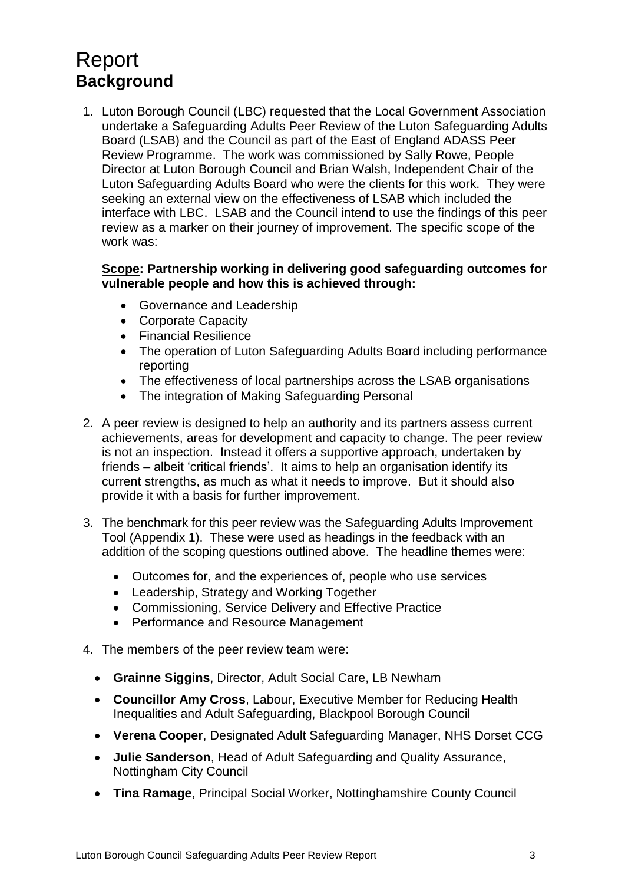# Report

## Background

1. Luton Borough Council (LBC) requested that the Local Government Association undertake a Safeguarding Adults Peer Review of the Luton Safeguarding Adults Board (LSAB) and the Council as part of the East of England ADASS Peer Review Programme. The work was commissioned by Sally Rowe, People Director at Luton Borough Council and Brian Walsh, Independent Chair of the Luton Safeguarding Adults Board who were the clients for this work. They were seeking an external view on the effectiveness of LSAB which included the interface with LBC. LSAB and the Council intend to use the findings of this peer review as a marker on their journey of improvement. The specific scope of the work was:

   **Scope: Partnership working in delivering good safeguarding outcomes for vulnerable people and how this is achieved through:**

   - Governance and Leadership
   - Corporate Capacity
   - Financial Resilience
   - The operation of Luton Safeguarding Adults Board including performance reporting
   - The effectiveness of local partnerships across the LSAB organisations
   - The integration of Making Safeguarding Personal

2. A peer review is designed to help an authority and its partners assess current achievements, areas for development and capacity to change. The peer review is not an inspection. Instead it offers a supportive approach, undertaken by friends – albeit 'critical friends'. It aims to help an organisation identify its current strengths, as much as what it needs to improve. But it should also provide it with a basis for further improvement.

3. The benchmark for this peer review was the Safeguarding Adults Improvement Tool (Appendix 1). These were used as headings in the feedback with an addition of the scoping questions outlined above. The headline themes were:

   - Outcomes for, and the experiences of, people who use services
   - Leadership, Strategy and Working Together
   - Commissioning, Service Delivery and Effective Practice
   - Performance and Resource Management

4. The members of the peer review team were:

   - **Grainne Siggins**, Director, Adult Social Care, LB Newham
   - **Councillor Amy Cross**, Labour, Executive Member for Reducing Health Inequalities and Adult Safeguarding, Blackpool Borough Council
   - **Verena Cooper**, Designated Adult Safeguarding Manager, NHS Dorset CCG
   - **Julie Sanderson**, Head of Adult Safeguarding and Quality Assurance, Nottingham City Council
   - **Tina Ramage**, Principal Social Worker, Nottinghamshire County Council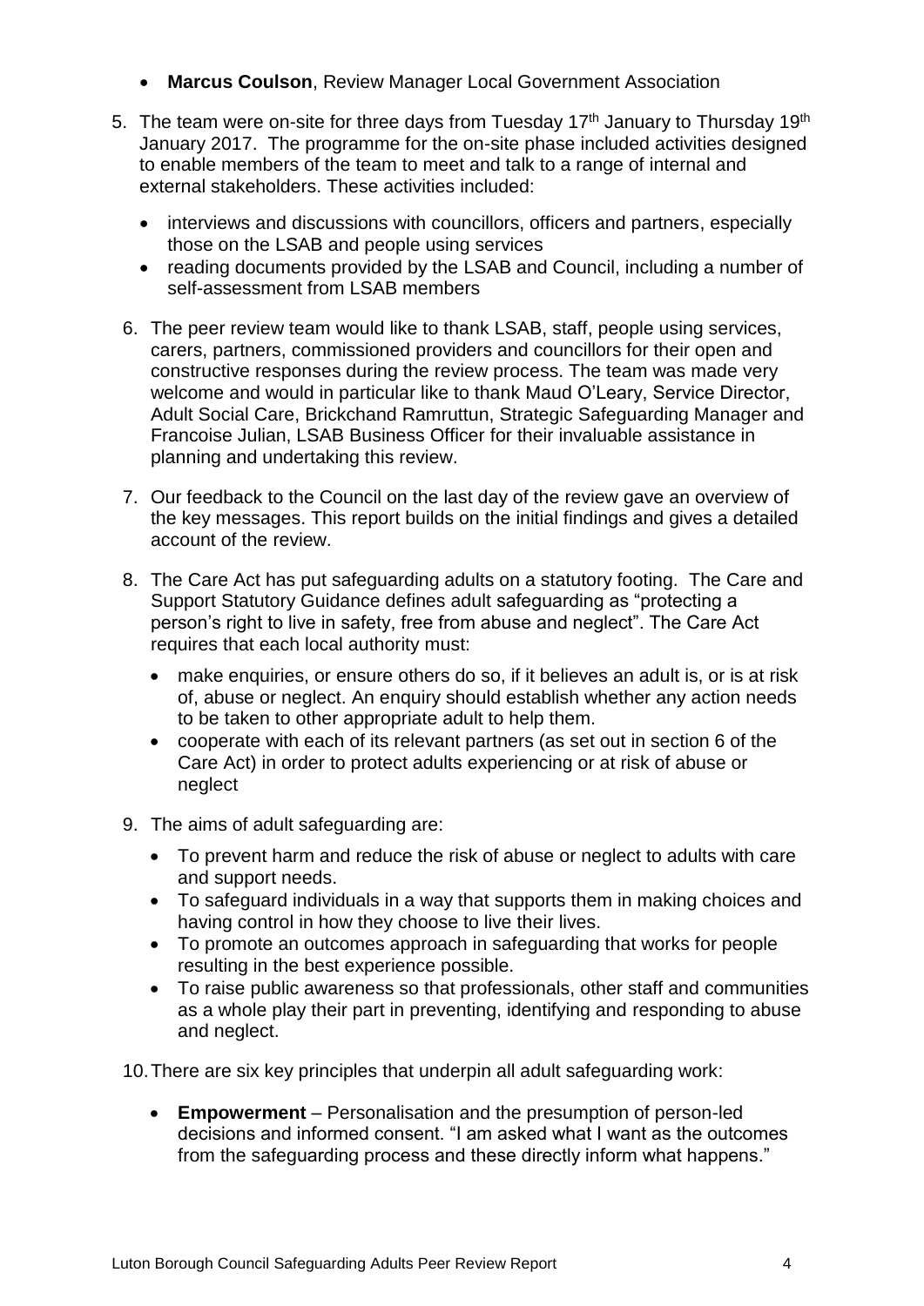- **Marcus Coulson**, Review Manager Local Government Association

5. The team were on-site for three days from Tuesday 17th January to Thursday 19th January 2017. The programme for the on-site phase included activities designed to enable members of the team to meet and talk to a range of internal and external stakeholders. These activities included:

   - interviews and discussions with councillors, officers and partners, especially those on the LSAB and people using services
   - reading documents provided by the LSAB and Council, including a number of self-assessment from LSAB members

6. The peer review team would like to thank LSAB, staff, people using services, carers, partners, commissioned providers and councillors for their open and constructive responses during the review process. The team was made very welcome and would in particular like to thank Maud O'Leary, Service Director, Adult Social Care, Brickchand Ramruttun, Strategic Safeguarding Manager and Francoise Julian, LSAB Business Officer for their invaluable assistance in planning and undertaking this review.

7. Our feedback to the Council on the last day of the review gave an overview of the key messages. This report builds on the initial findings and gives a detailed account of the review.

8. The Care Act has put safeguarding adults on a statutory footing. The Care and Support Statutory Guidance defines adult safeguarding as "protecting a person's right to live in safety, free from abuse and neglect". The Care Act requires that each local authority must:

   - make enquiries, or ensure others do so, if it believes an adult is, or is at risk of, abuse or neglect. An enquiry should establish whether any action needs to be taken to other appropriate adult to help them.
   - cooperate with each of its relevant partners (as set out in section 6 of the Care Act) in order to protect adults experiencing or at risk of abuse or neglect

9. The aims of adult safeguarding are:

   - To prevent harm and reduce the risk of abuse or neglect to adults with care and support needs.
   - To safeguard individuals in a way that supports them in making choices and having control in how they choose to live their lives.
   - To promote an outcomes approach in safeguarding that works for people resulting in the best experience possible.
   - To raise public awareness so that professionals, other staff and communities as a whole play their part in preventing, identifying and responding to abuse and neglect.

10. There are six key principles that underpin all adult safeguarding work:

    - **Empowerment** – Personalisation and the presumption of person-led decisions and informed consent. "I am asked what I want as the outcomes from the safeguarding process and these directly inform what happens."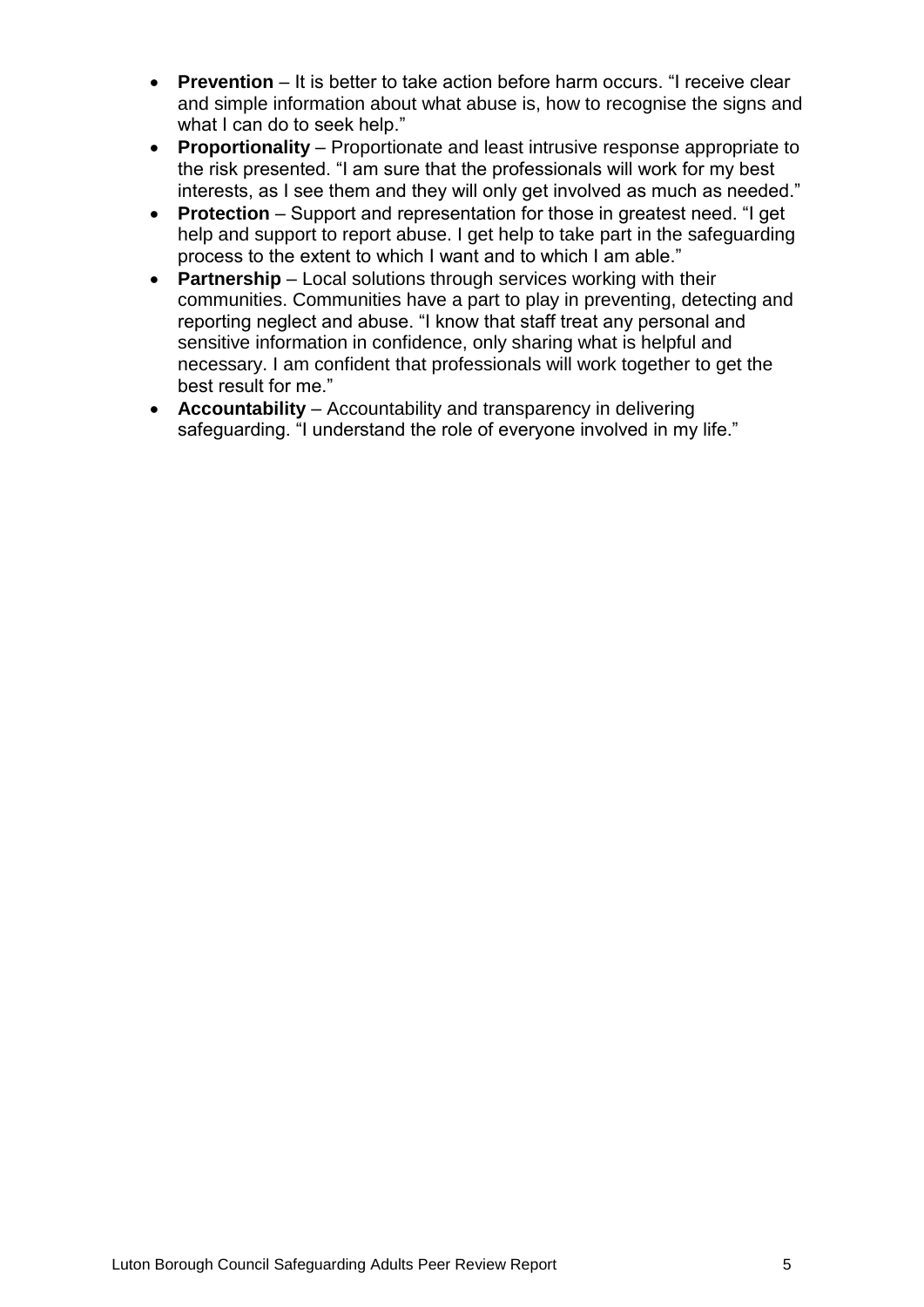- **Prevention** – It is better to take action before harm occurs. “I receive clear and simple information about what abuse is, how to recognise the signs and what I can do to seek help.”
- **Proportionality** – Proportionate and least intrusive response appropriate to the risk presented. “I am sure that the professionals will work for my best interests, as I see them and they will only get involved as much as needed.”
- **Protection** – Support and representation for those in greatest need. “I get help and support to report abuse. I get help to take part in the safeguarding process to the extent to which I want and to which I am able.”
- **Partnership** – Local solutions through services working with their communities. Communities have a part to play in preventing, detecting and reporting neglect and abuse. “I know that staff treat any personal and sensitive information in confidence, only sharing what is helpful and necessary. I am confident that professionals will work together to get the best result for me.”
- **Accountability** – Accountability and transparency in delivering safeguarding. “I understand the role of everyone involved in my life.”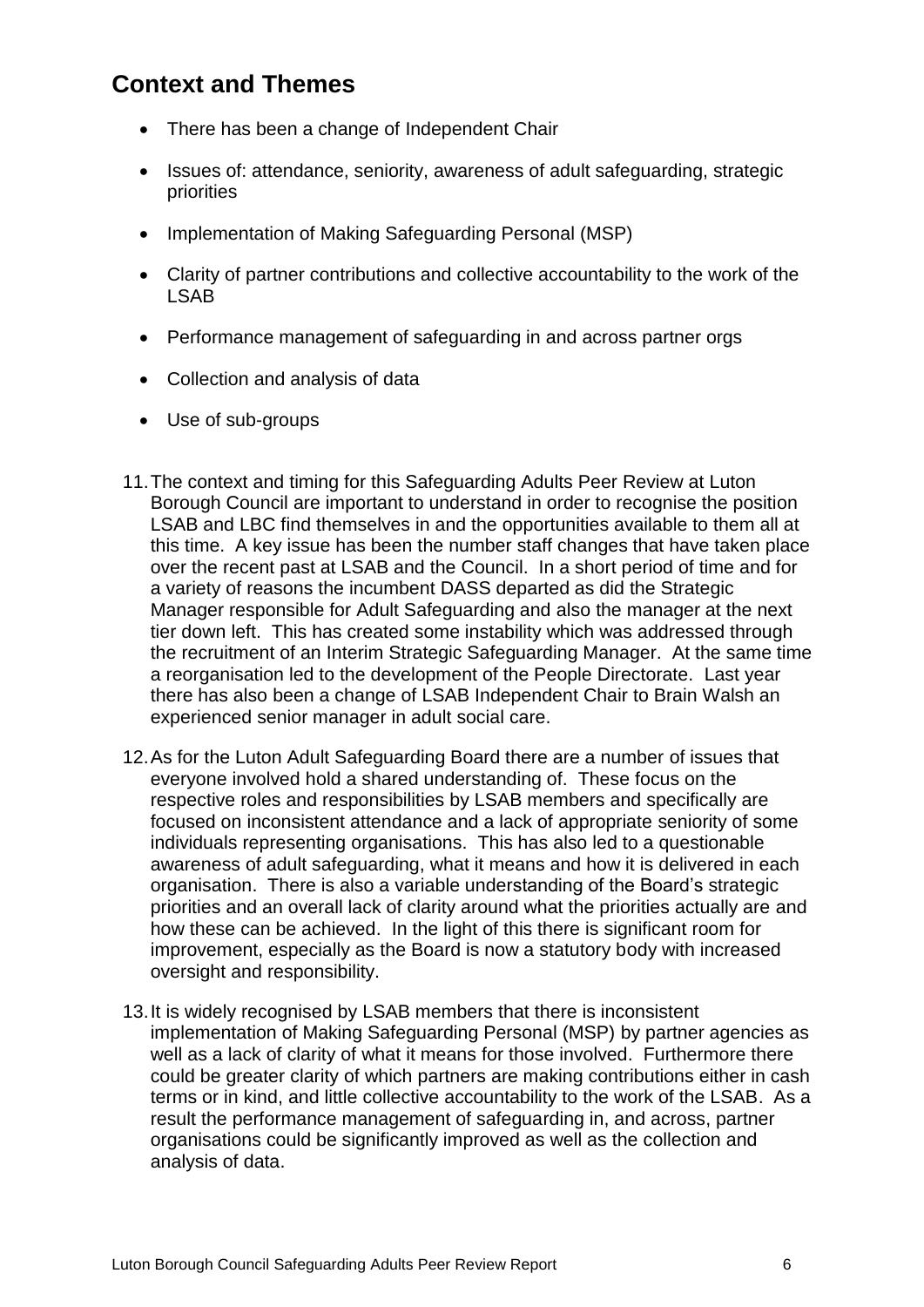## Context and Themes

- There has been a change of Independent Chair
- Issues of: attendance, seniority, awareness of adult safeguarding, strategic priorities
- Implementation of Making Safeguarding Personal (MSP)
- Clarity of partner contributions and collective accountability to the work of the LSAB
- Performance management of safeguarding in and across partner orgs
- Collection and analysis of data
- Use of sub-groups

11. The context and timing for this Safeguarding Adults Peer Review at Luton Borough Council are important to understand in order to recognise the position LSAB and LBC find themselves in and the opportunities available to them all at this time. A key issue has been the number staff changes that have taken place over the recent past at LSAB and the Council. In a short period of time and for a variety of reasons the incumbent DASS departed as did the Strategic Manager responsible for Adult Safeguarding and also the manager at the next tier down left. This has created some instability which was addressed through the recruitment of an Interim Strategic Safeguarding Manager. At the same time a reorganisation led to the development of the People Directorate. Last year there has also been a change of LSAB Independent Chair to Brain Walsh an experienced senior manager in adult social care.

12. As for the Luton Adult Safeguarding Board there are a number of issues that everyone involved hold a shared understanding of. These focus on the respective roles and responsibilities by LSAB members and specifically are focused on inconsistent attendance and a lack of appropriate seniority of some individuals representing organisations. This has also led to a questionable awareness of adult safeguarding, what it means and how it is delivered in each organisation. There is also a variable understanding of the Board's strategic priorities and an overall lack of clarity around what the priorities actually are and how these can be achieved. In the light of this there is significant room for improvement, especially as the Board is now a statutory body with increased oversight and responsibility.

13. It is widely recognised by LSAB members that there is inconsistent implementation of Making Safeguarding Personal (MSP) by partner agencies as well as a lack of clarity of what it means for those involved. Furthermore there could be greater clarity of which partners are making contributions either in cash terms or in kind, and little collective accountability to the work of the LSAB. As a result the performance management of safeguarding in, and across, partner organisations could be significantly improved as well as the collection and analysis of data.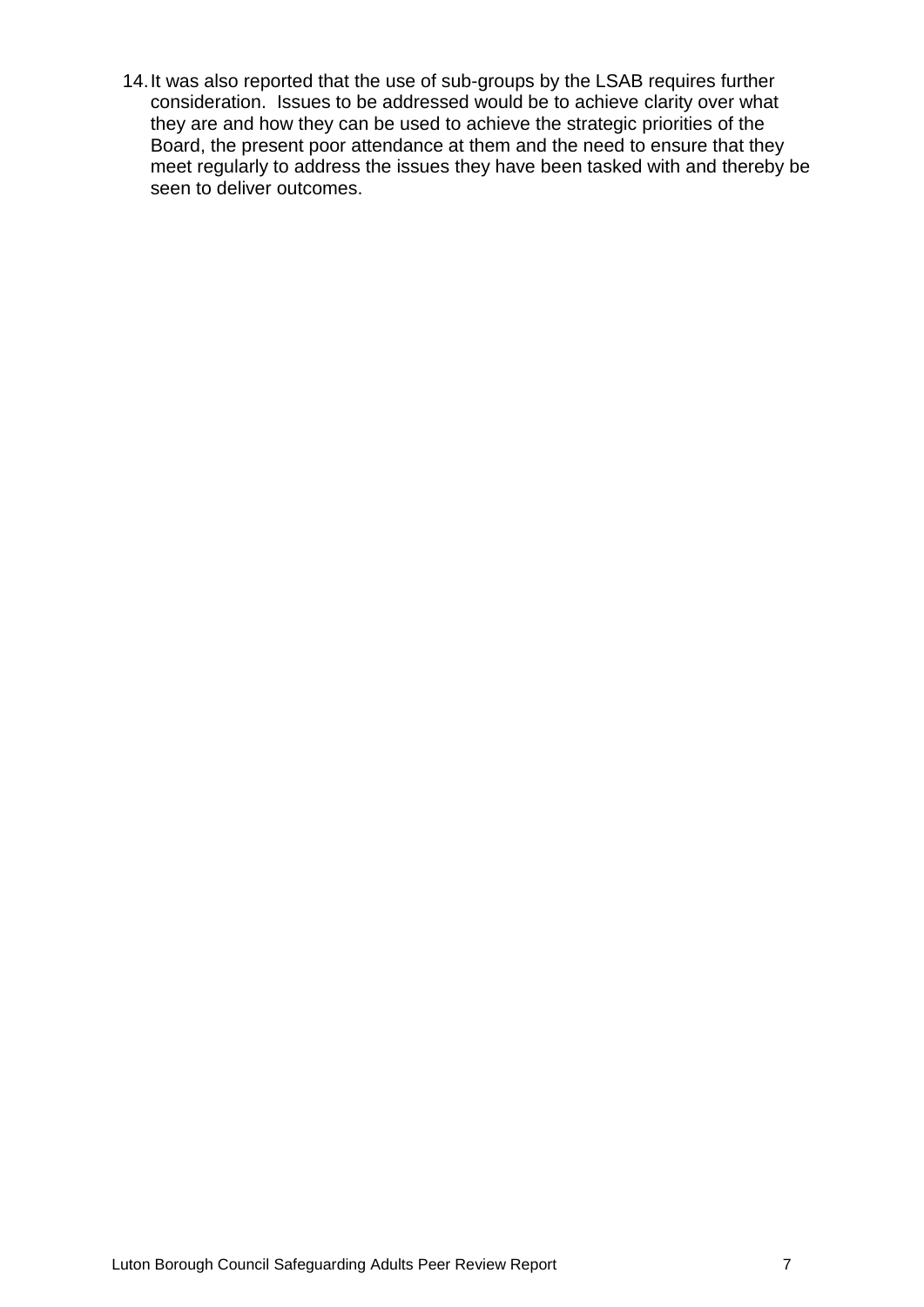14. It was also reported that the use of sub-groups by the LSAB requires further consideration. Issues to be addressed would be to achieve clarity over what they are and how they can be used to achieve the strategic priorities of the Board, the present poor attendance at them and the need to ensure that they meet regularly to address the issues they have been tasked with and thereby be seen to deliver outcomes.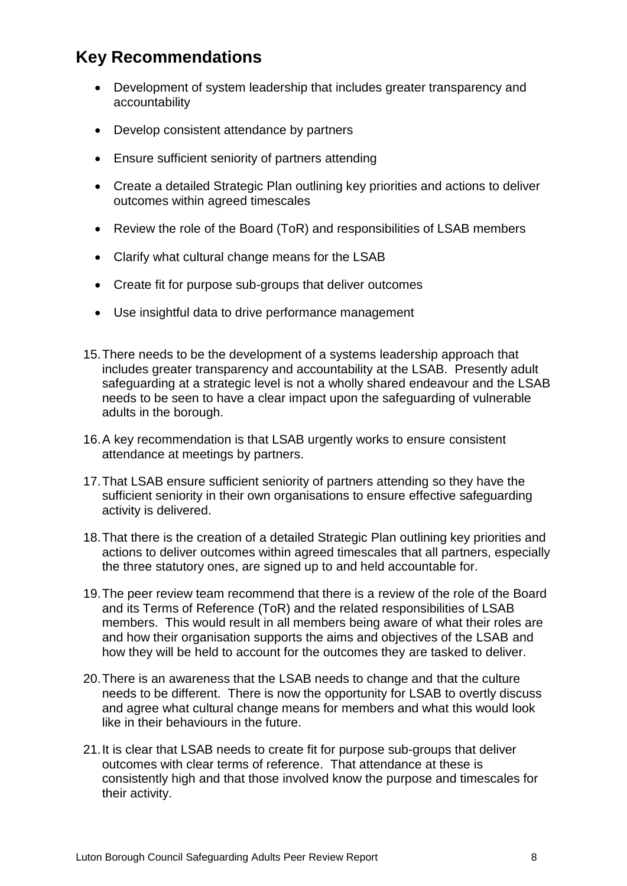## Key Recommendations

- Development of system leadership that includes greater transparency and accountability
- Develop consistent attendance by partners
- Ensure sufficient seniority of partners attending
- Create a detailed Strategic Plan outlining key priorities and actions to deliver outcomes within agreed timescales
- Review the role of the Board (ToR) and responsibilities of LSAB members
- Clarify what cultural change means for the LSAB
- Create fit for purpose sub-groups that deliver outcomes
- Use insightful data to drive performance management

15. There needs to be the development of a systems leadership approach that includes greater transparency and accountability at the LSAB. Presently adult safeguarding at a strategic level is not a wholly shared endeavour and the LSAB needs to be seen to have a clear impact upon the safeguarding of vulnerable adults in the borough.

16. A key recommendation is that LSAB urgently works to ensure consistent attendance at meetings by partners.

17. That LSAB ensure sufficient seniority of partners attending so they have the sufficient seniority in their own organisations to ensure effective safeguarding activity is delivered.

18. That there is the creation of a detailed Strategic Plan outlining key priorities and actions to deliver outcomes within agreed timescales that all partners, especially the three statutory ones, are signed up to and held accountable for.

19. The peer review team recommend that there is a review of the role of the Board and its Terms of Reference (ToR) and the related responsibilities of LSAB members. This would result in all members being aware of what their roles are and how their organisation supports the aims and objectives of the LSAB and how they will be held to account for the outcomes they are tasked to deliver.

20. There is an awareness that the LSAB needs to change and that the culture needs to be different. There is now the opportunity for LSAB to overtly discuss and agree what cultural change means for members and what this would look like in their behaviours in the future.

21. It is clear that LSAB needs to create fit for purpose sub-groups that deliver outcomes with clear terms of reference. That attendance at these is consistently high and that those involved know the purpose and timescales for their activity.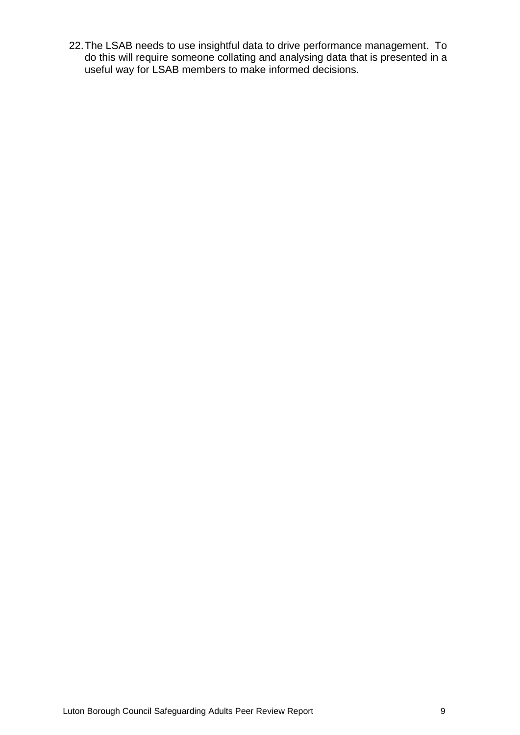22. The LSAB needs to use insightful data to drive performance management. To do this will require someone collating and analysing data that is presented in a useful way for LSAB members to make informed decisions.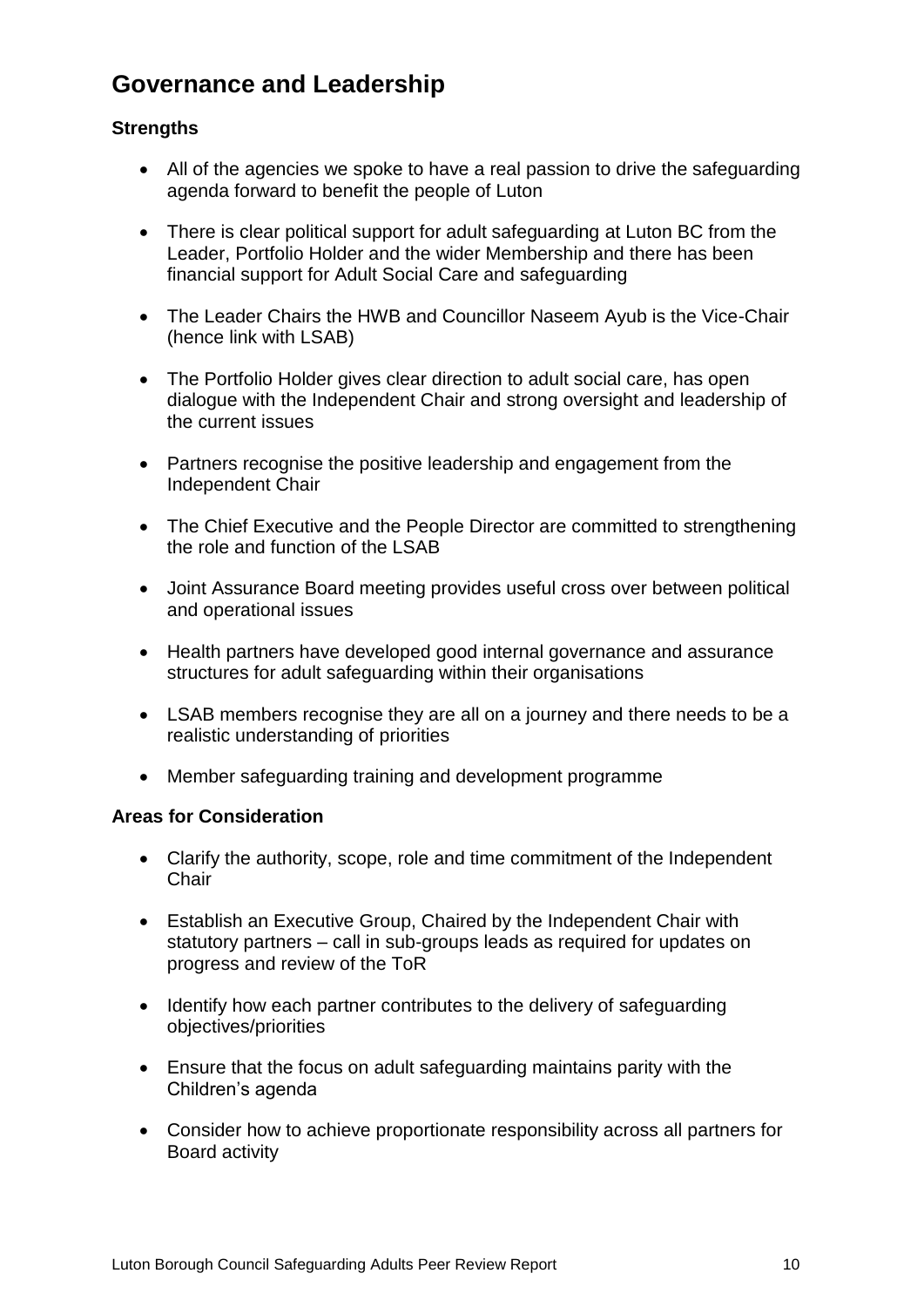## Governance and Leadership

**Strengths**

- All of the agencies we spoke to have a real passion to drive the safeguarding agenda forward to benefit the people of Luton
- There is clear political support for adult safeguarding at Luton BC from the Leader, Portfolio Holder and the wider Membership and there has been financial support for Adult Social Care and safeguarding
- The Leader Chairs the HWB and Councillor Naseem Ayub is the Vice-Chair (hence link with LSAB)
- The Portfolio Holder gives clear direction to adult social care, has open dialogue with the Independent Chair and strong oversight and leadership of the current issues
- Partners recognise the positive leadership and engagement from the Independent Chair
- The Chief Executive and the People Director are committed to strengthening the role and function of the LSAB
- Joint Assurance Board meeting provides useful cross over between political and operational issues
- Health partners have developed good internal governance and assurance structures for adult safeguarding within their organisations
- LSAB members recognise they are all on a journey and there needs to be a realistic understanding of priorities
- Member safeguarding training and development programme

**Areas for Consideration**

- Clarify the authority, scope, role and time commitment of the Independent Chair
- Establish an Executive Group, Chaired by the Independent Chair with statutory partners – call in sub-groups leads as required for updates on progress and review of the ToR
- Identify how each partner contributes to the delivery of safeguarding objectives/priorities
- Ensure that the focus on adult safeguarding maintains parity with the Children's agenda
- Consider how to achieve proportionate responsibility across all partners for Board activity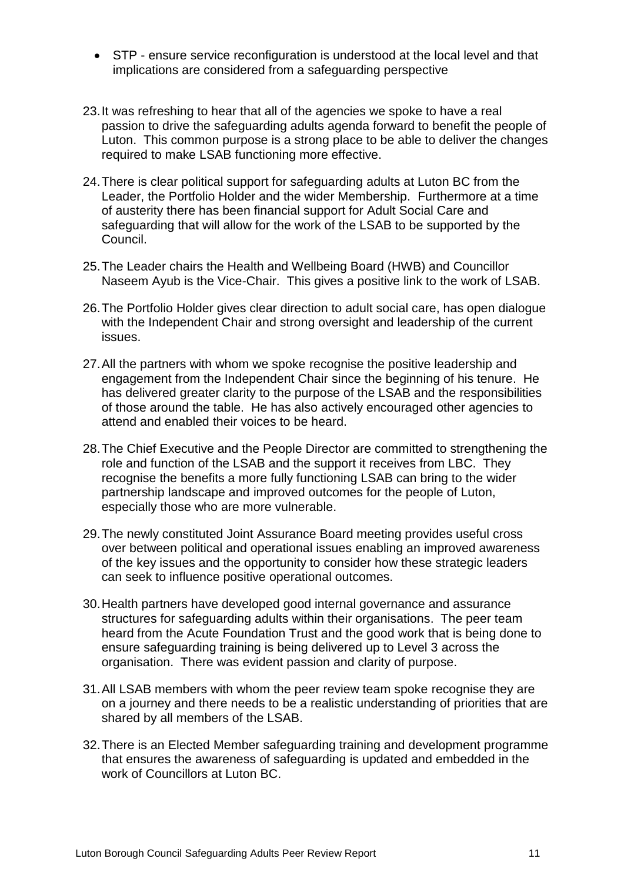- STP - ensure service reconfiguration is understood at the local level and that implications are considered from a safeguarding perspective

23. It was refreshing to hear that all of the agencies we spoke to have a real passion to drive the safeguarding adults agenda forward to benefit the people of Luton. This common purpose is a strong place to be able to deliver the changes required to make LSAB functioning more effective.

24. There is clear political support for safeguarding adults at Luton BC from the Leader, the Portfolio Holder and the wider Membership. Furthermore at a time of austerity there has been financial support for Adult Social Care and safeguarding that will allow for the work of the LSAB to be supported by the Council.

25. The Leader chairs the Health and Wellbeing Board (HWB) and Councillor Naseem Ayub is the Vice-Chair. This gives a positive link to the work of LSAB.

26. The Portfolio Holder gives clear direction to adult social care, has open dialogue with the Independent Chair and strong oversight and leadership of the current issues.

27. All the partners with whom we spoke recognise the positive leadership and engagement from the Independent Chair since the beginning of his tenure. He has delivered greater clarity to the purpose of the LSAB and the responsibilities of those around the table. He has also actively encouraged other agencies to attend and enabled their voices to be heard.

28. The Chief Executive and the People Director are committed to strengthening the role and function of the LSAB and the support it receives from LBC. They recognise the benefits a more fully functioning LSAB can bring to the wider partnership landscape and improved outcomes for the people of Luton, especially those who are more vulnerable.

29. The newly constituted Joint Assurance Board meeting provides useful cross over between political and operational issues enabling an improved awareness of the key issues and the opportunity to consider how these strategic leaders can seek to influence positive operational outcomes.

30. Health partners have developed good internal governance and assurance structures for safeguarding adults within their organisations. The peer team heard from the Acute Foundation Trust and the good work that is being done to ensure safeguarding training is being delivered up to Level 3 across the organisation. There was evident passion and clarity of purpose.

31. All LSAB members with whom the peer review team spoke recognise they are on a journey and there needs to be a realistic understanding of priorities that are shared by all members of the LSAB.

32. There is an Elected Member safeguarding training and development programme that ensures the awareness of safeguarding is updated and embedded in the work of Councillors at Luton BC.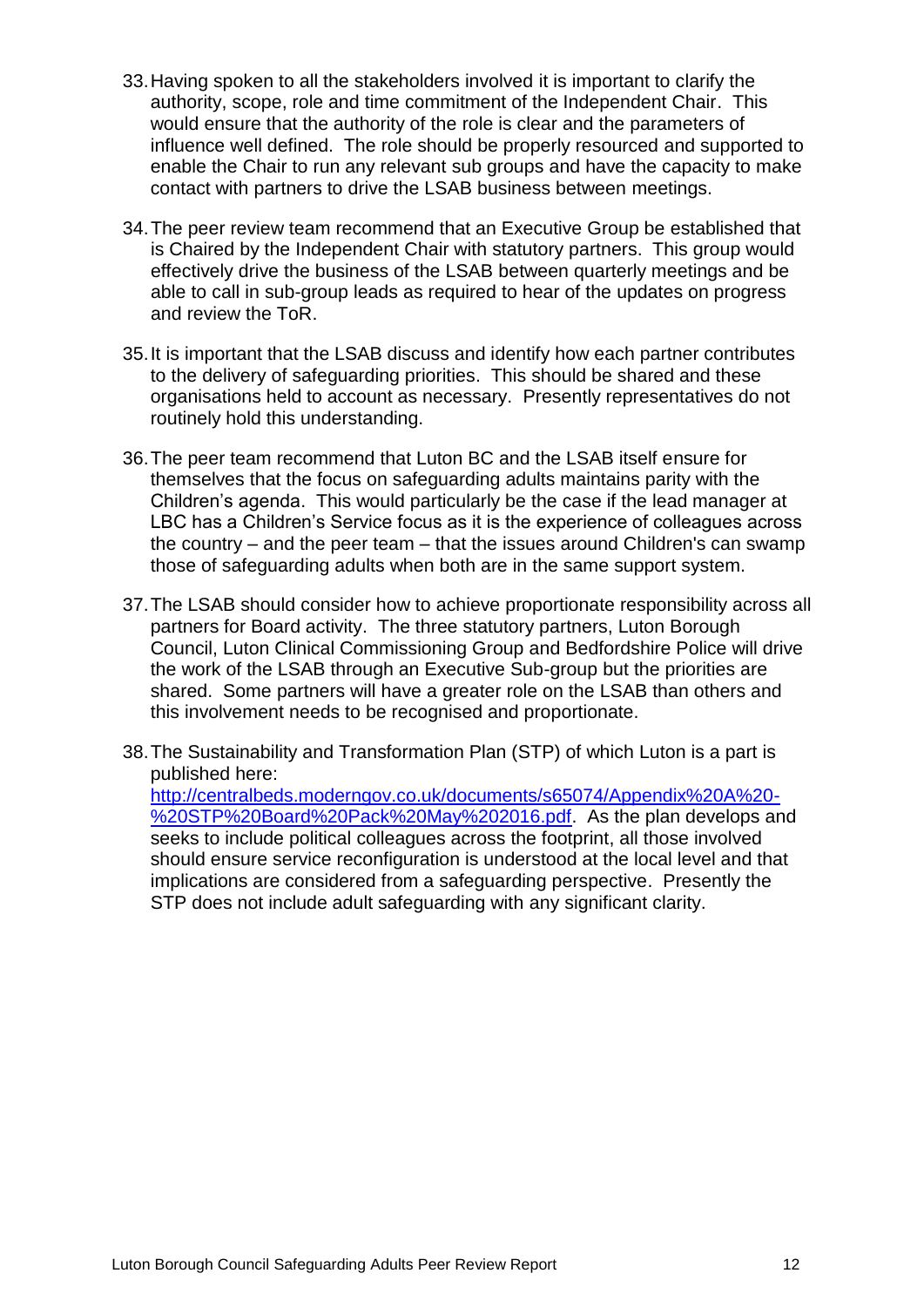33. Having spoken to all the stakeholders involved it is important to clarify the authority, scope, role and time commitment of the Independent Chair. This would ensure that the authority of the role is clear and the parameters of influence well defined. The role should be properly resourced and supported to enable the Chair to run any relevant sub groups and have the capacity to make contact with partners to drive the LSAB business between meetings.

34. The peer review team recommend that an Executive Group be established that is Chaired by the Independent Chair with statutory partners. This group would effectively drive the business of the LSAB between quarterly meetings and be able to call in sub-group leads as required to hear of the updates on progress and review the ToR.

35. It is important that the LSAB discuss and identify how each partner contributes to the delivery of safeguarding priorities. This should be shared and these organisations held to account as necessary. Presently representatives do not routinely hold this understanding.

36. The peer team recommend that Luton BC and the LSAB itself ensure for themselves that the focus on safeguarding adults maintains parity with the Children's agenda. This would particularly be the case if the lead manager at LBC has a Children's Service focus as it is the experience of colleagues across the country – and the peer team – that the issues around Children's can swamp those of safeguarding adults when both are in the same support system.

37. The LSAB should consider how to achieve proportionate responsibility across all partners for Board activity. The three statutory partners, Luton Borough Council, Luton Clinical Commissioning Group and Bedfordshire Police will drive the work of the LSAB through an Executive Sub-group but the priorities are shared. Some partners will have a greater role on the LSAB than others and this involvement needs to be recognised and proportionate.

38. The Sustainability and Transformation Plan (STP) of which Luton is a part is published here: [http://centralbeds.moderngov.co.uk/documents/s65074/Appendix%20A%20-%20STP%20Board%20Pack%20May%202016.pdf](http://centralbeds.moderngov.co.uk/documents/s65074/Appendix%20A%20-%20STP%20Board%20Pack%20May%202016.pdf). As the plan develops and seeks to include political colleagues across the footprint, all those involved should ensure service reconfiguration is understood at the local level and that implications are considered from a safeguarding perspective. Presently the STP does not include adult safeguarding with any significant clarity.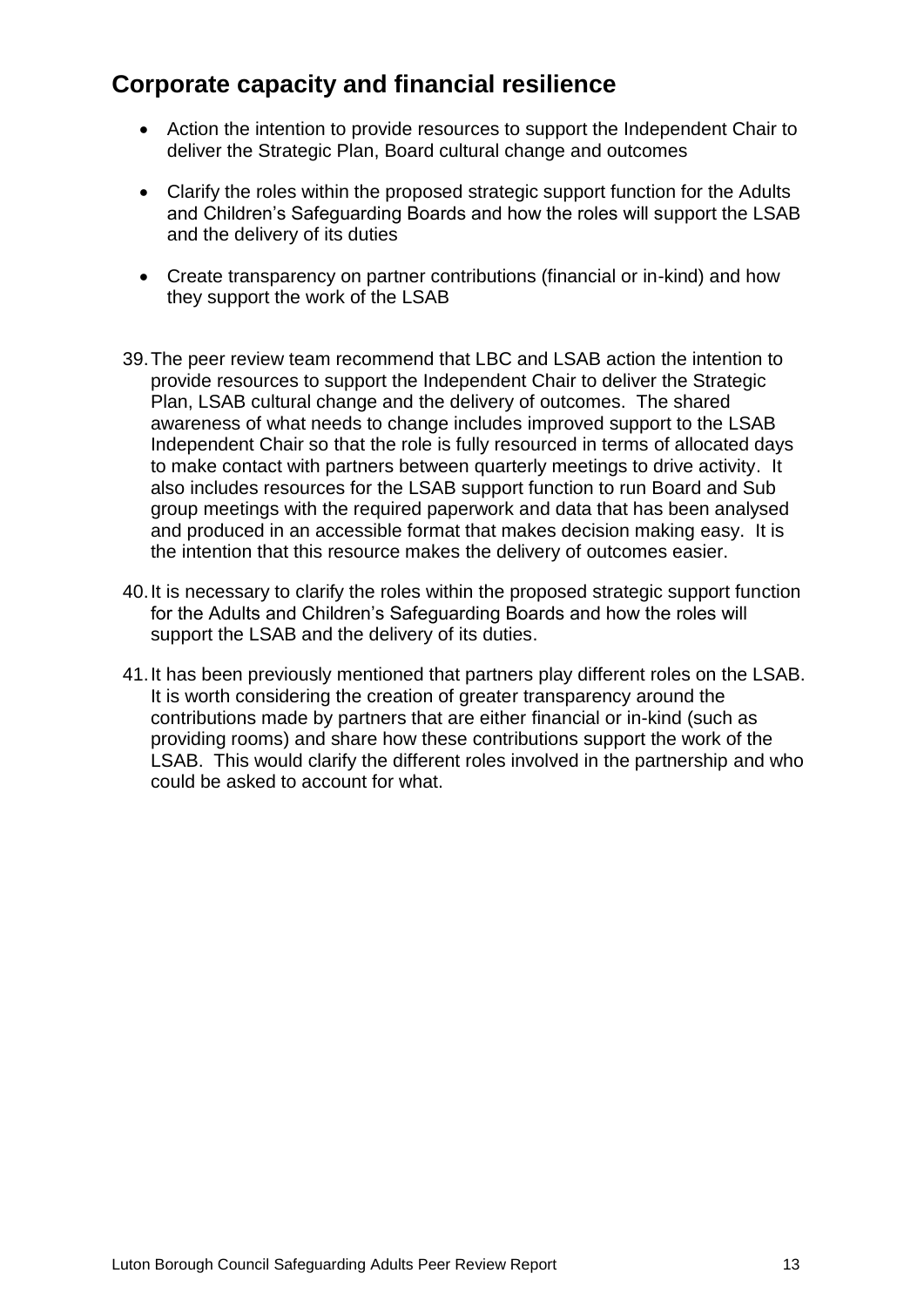## Corporate capacity and financial resilience

- Action the intention to provide resources to support the Independent Chair to deliver the Strategic Plan, Board cultural change and outcomes
- Clarify the roles within the proposed strategic support function for the Adults and Children's Safeguarding Boards and how the roles will support the LSAB and the delivery of its duties
- Create transparency on partner contributions (financial or in-kind) and how they support the work of the LSAB

39. The peer review team recommend that LBC and LSAB action the intention to provide resources to support the Independent Chair to deliver the Strategic Plan, LSAB cultural change and the delivery of outcomes. The shared awareness of what needs to change includes improved support to the LSAB Independent Chair so that the role is fully resourced in terms of allocated days to make contact with partners between quarterly meetings to drive activity. It also includes resources for the LSAB support function to run Board and Sub group meetings with the required paperwork and data that has been analysed and produced in an accessible format that makes decision making easy. It is the intention that this resource makes the delivery of outcomes easier.

40. It is necessary to clarify the roles within the proposed strategic support function for the Adults and Children's Safeguarding Boards and how the roles will support the LSAB and the delivery of its duties.

41. It has been previously mentioned that partners play different roles on the LSAB. It is worth considering the creation of greater transparency around the contributions made by partners that are either financial or in-kind (such as providing rooms) and share how these contributions support the work of the LSAB. This would clarify the different roles involved in the partnership and who could be asked to account for what.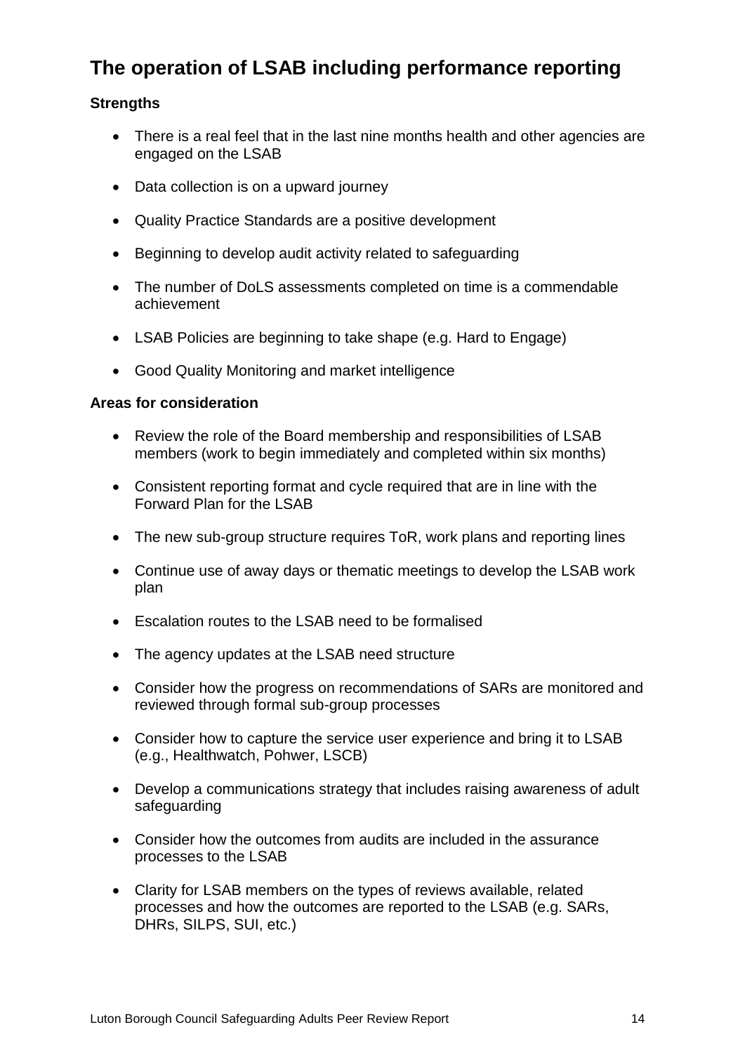## The operation of LSAB including performance reporting

**Strengths**

- There is a real feel that in the last nine months health and other agencies are engaged on the LSAB
- Data collection is on a upward journey
- Quality Practice Standards are a positive development
- Beginning to develop audit activity related to safeguarding
- The number of DoLS assessments completed on time is a commendable achievement
- LSAB Policies are beginning to take shape (e.g. Hard to Engage)
- Good Quality Monitoring and market intelligence

**Areas for consideration**

- Review the role of the Board membership and responsibilities of LSAB members (work to begin immediately and completed within six months)
- Consistent reporting format and cycle required that are in line with the Forward Plan for the LSAB
- The new sub-group structure requires ToR, work plans and reporting lines
- Continue use of away days or thematic meetings to develop the LSAB work plan
- Escalation routes to the LSAB need to be formalised
- The agency updates at the LSAB need structure
- Consider how the progress on recommendations of SARs are monitored and reviewed through formal sub-group processes
- Consider how to capture the service user experience and bring it to LSAB (e.g., Healthwatch, Pohwer, LSCB)
- Develop a communications strategy that includes raising awareness of adult safeguarding
- Consider how the outcomes from audits are included in the assurance processes to the LSAB
- Clarity for LSAB members on the types of reviews available, related processes and how the outcomes are reported to the LSAB (e.g. SARs, DHRs, SILPS, SUI, etc.)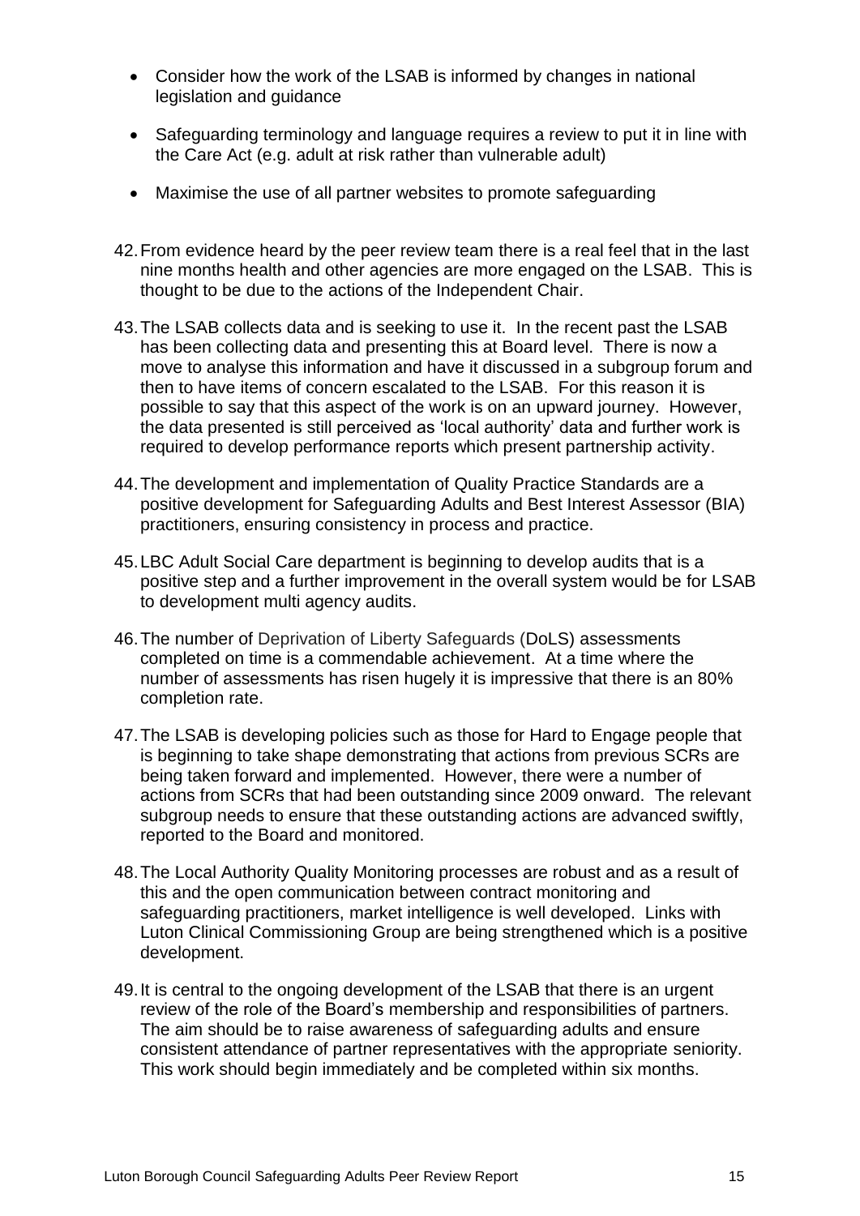- Consider how the work of the LSAB is informed by changes in national legislation and guidance
- Safeguarding terminology and language requires a review to put it in line with the Care Act (e.g. adult at risk rather than vulnerable adult)
- Maximise the use of all partner websites to promote safeguarding

42. From evidence heard by the peer review team there is a real feel that in the last nine months health and other agencies are more engaged on the LSAB. This is thought to be due to the actions of the Independent Chair.

43. The LSAB collects data and is seeking to use it. In the recent past the LSAB has been collecting data and presenting this at Board level. There is now a move to analyse this information and have it discussed in a subgroup forum and then to have items of concern escalated to the LSAB. For this reason it is possible to say that this aspect of the work is on an upward journey. However, the data presented is still perceived as 'local authority' data and further work is required to develop performance reports which present partnership activity.

44. The development and implementation of Quality Practice Standards are a positive development for Safeguarding Adults and Best Interest Assessor (BIA) practitioners, ensuring consistency in process and practice.

45. LBC Adult Social Care department is beginning to develop audits that is a positive step and a further improvement in the overall system would be for LSAB to development multi agency audits.

46. The number of Deprivation of Liberty Safeguards (DoLS) assessments completed on time is a commendable achievement. At a time where the number of assessments has risen hugely it is impressive that there is an 80% completion rate.

47. The LSAB is developing policies such as those for Hard to Engage people that is beginning to take shape demonstrating that actions from previous SCRs are being taken forward and implemented. However, there were a number of actions from SCRs that had been outstanding since 2009 onward. The relevant subgroup needs to ensure that these outstanding actions are advanced swiftly, reported to the Board and monitored.

48. The Local Authority Quality Monitoring processes are robust and as a result of this and the open communication between contract monitoring and safeguarding practitioners, market intelligence is well developed. Links with Luton Clinical Commissioning Group are being strengthened which is a positive development.

49. It is central to the ongoing development of the LSAB that there is an urgent review of the role of the Board's membership and responsibilities of partners. The aim should be to raise awareness of safeguarding adults and ensure consistent attendance of partner representatives with the appropriate seniority. This work should begin immediately and be completed within six months.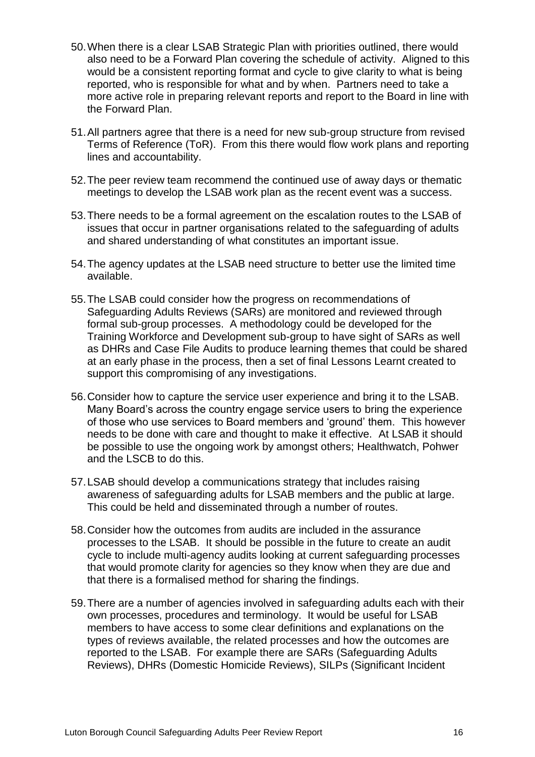50. When there is a clear LSAB Strategic Plan with priorities outlined, there would also need to be a Forward Plan covering the schedule of activity. Aligned to this would be a consistent reporting format and cycle to give clarity to what is being reported, who is responsible for what and by when. Partners need to take a more active role in preparing relevant reports and report to the Board in line with the Forward Plan.

51. All partners agree that there is a need for new sub-group structure from revised Terms of Reference (ToR). From this there would flow work plans and reporting lines and accountability.

52. The peer review team recommend the continued use of away days or thematic meetings to develop the LSAB work plan as the recent event was a success.

53. There needs to be a formal agreement on the escalation routes to the LSAB of issues that occur in partner organisations related to the safeguarding of adults and shared understanding of what constitutes an important issue.

54. The agency updates at the LSAB need structure to better use the limited time available.

55. The LSAB could consider how the progress on recommendations of Safeguarding Adults Reviews (SARs) are monitored and reviewed through formal sub-group processes. A methodology could be developed for the Training Workforce and Development sub-group to have sight of SARs as well as DHRs and Case File Audits to produce learning themes that could be shared at an early phase in the process, then a set of final Lessons Learnt created to support this compromising of any investigations.

56. Consider how to capture the service user experience and bring it to the LSAB. Many Board's across the country engage service users to bring the experience of those who use services to Board members and 'ground' them. This however needs to be done with care and thought to make it effective. At LSAB it should be possible to use the ongoing work by amongst others; Healthwatch, Pohwer and the LSCB to do this.

57. LSAB should develop a communications strategy that includes raising awareness of safeguarding adults for LSAB members and the public at large. This could be held and disseminated through a number of routes.

58. Consider how the outcomes from audits are included in the assurance processes to the LSAB. It should be possible in the future to create an audit cycle to include multi-agency audits looking at current safeguarding processes that would promote clarity for agencies so they know when they are due and that there is a formalised method for sharing the findings.

59. There are a number of agencies involved in safeguarding adults each with their own processes, procedures and terminology. It would be useful for LSAB members to have access to some clear definitions and explanations on the types of reviews available, the related processes and how the outcomes are reported to the LSAB. For example there are SARs (Safeguarding Adults Reviews), DHRs (Domestic Homicide Reviews), SILPs (Significant Incident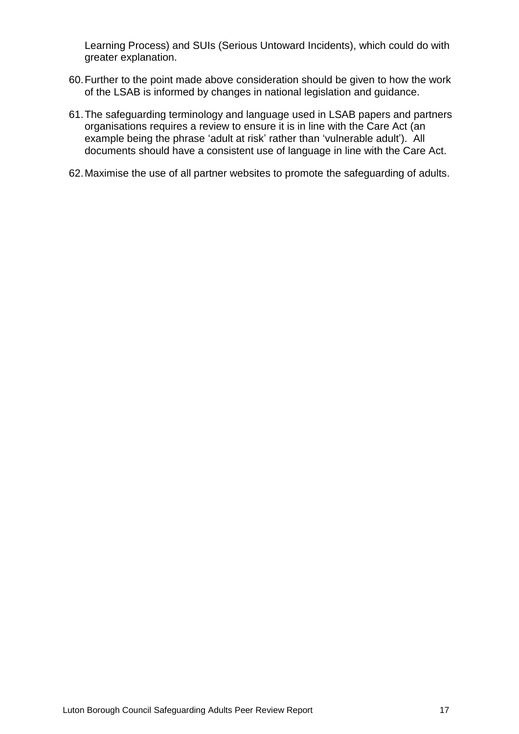Learning Process) and SUIs (Serious Untoward Incidents), which could do with greater explanation.

60. Further to the point made above consideration should be given to how the work of the LSAB is informed by changes in national legislation and guidance.

61. The safeguarding terminology and language used in LSAB papers and partners organisations requires a review to ensure it is in line with the Care Act (an example being the phrase 'adult at risk' rather than 'vulnerable adult'). All documents should have a consistent use of language in line with the Care Act.

62. Maximise the use of all partner websites to promote the safeguarding of adults.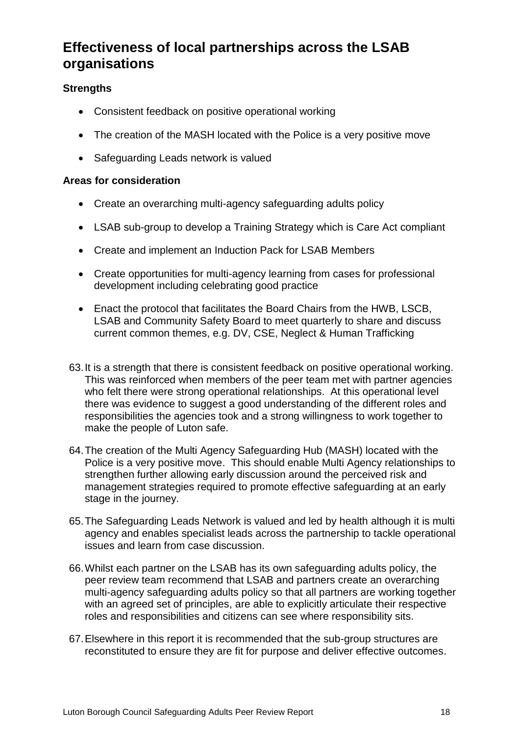## Effectiveness of local partnerships across the LSAB organisations

**Strengths**

- Consistent feedback on positive operational working
- The creation of the MASH located with the Police is a very positive move
- Safeguarding Leads network is valued

**Areas for consideration**

- Create an overarching multi-agency safeguarding adults policy
- LSAB sub-group to develop a Training Strategy which is Care Act compliant
- Create and implement an Induction Pack for LSAB Members
- Create opportunities for multi-agency learning from cases for professional development including celebrating good practice
- Enact the protocol that facilitates the Board Chairs from the HWB, LSCB, LSAB and Community Safety Board to meet quarterly to share and discuss current common themes, e.g. DV, CSE, Neglect & Human Trafficking

63. It is a strength that there is consistent feedback on positive operational working. This was reinforced when members of the peer team met with partner agencies who felt there were strong operational relationships. At this operational level there was evidence to suggest a good understanding of the different roles and responsibilities the agencies took and a strong willingness to work together to make the people of Luton safe.

64. The creation of the Multi Agency Safeguarding Hub (MASH) located with the Police is a very positive move. This should enable Multi Agency relationships to strengthen further allowing early discussion around the perceived risk and management strategies required to promote effective safeguarding at an early stage in the journey.

65. The Safeguarding Leads Network is valued and led by health although it is multi agency and enables specialist leads across the partnership to tackle operational issues and learn from case discussion.

66. Whilst each partner on the LSAB has its own safeguarding adults policy, the peer review team recommend that LSAB and partners create an overarching multi-agency safeguarding adults policy so that all partners are working together with an agreed set of principles, are able to explicitly articulate their respective roles and responsibilities and citizens can see where responsibility sits.

67. Elsewhere in this report it is recommended that the sub-group structures are reconstituted to ensure they are fit for purpose and deliver effective outcomes.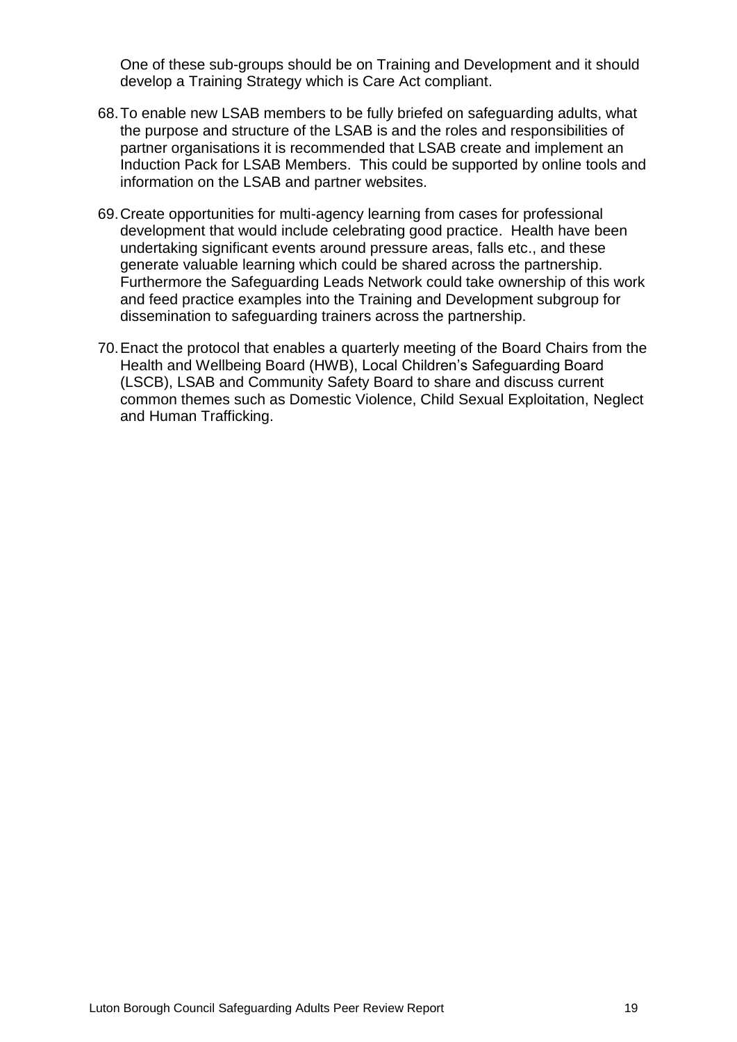One of these sub-groups should be on Training and Development and it should develop a Training Strategy which is Care Act compliant.

68. To enable new LSAB members to be fully briefed on safeguarding adults, what the purpose and structure of the LSAB is and the roles and responsibilities of partner organisations it is recommended that LSAB create and implement an Induction Pack for LSAB Members. This could be supported by online tools and information on the LSAB and partner websites.

69. Create opportunities for multi-agency learning from cases for professional development that would include celebrating good practice. Health have been undertaking significant events around pressure areas, falls etc., and these generate valuable learning which could be shared across the partnership. Furthermore the Safeguarding Leads Network could take ownership of this work and feed practice examples into the Training and Development subgroup for dissemination to safeguarding trainers across the partnership.

70. Enact the protocol that enables a quarterly meeting of the Board Chairs from the Health and Wellbeing Board (HWB), Local Children's Safeguarding Board (LSCB), LSAB and Community Safety Board to share and discuss current common themes such as Domestic Violence, Child Sexual Exploitation, Neglect and Human Trafficking.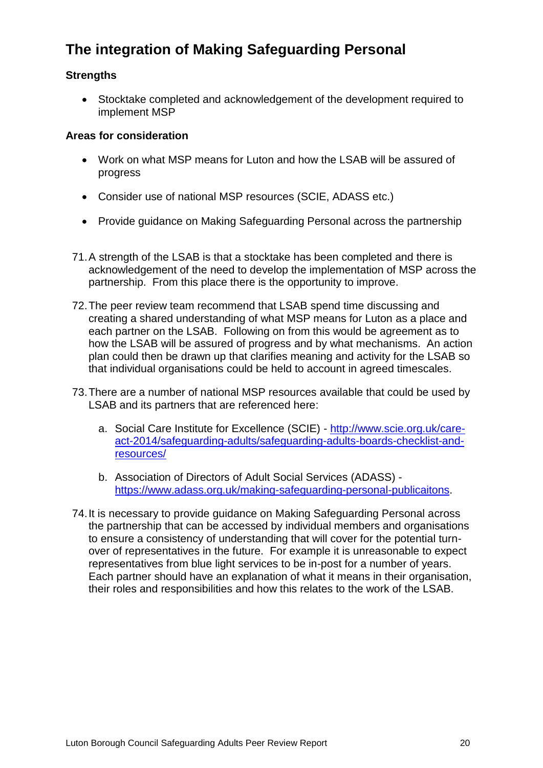## The integration of Making Safeguarding Personal

### Strengths

- Stocktake completed and acknowledgement of the development required to implement MSP

### Areas for consideration

- Work on what MSP means for Luton and how the LSAB will be assured of progress
- Consider use of national MSP resources (SCIE, ADASS etc.)
- Provide guidance on Making Safeguarding Personal across the partnership

71. A strength of the LSAB is that a stocktake has been completed and there is acknowledgement of the need to develop the implementation of MSP across the partnership. From this place there is the opportunity to improve.

72. The peer review team recommend that LSAB spend time discussing and creating a shared understanding of what MSP means for Luton as a place and each partner on the LSAB. Following on from this would be agreement as to how the LSAB will be assured of progress and by what mechanisms. An action plan could then be drawn up that clarifies meaning and activity for the LSAB so that individual organisations could be held to account in agreed timescales.

73. There are a number of national MSP resources available that could be used by LSAB and its partners that are referenced here:

    a. Social Care Institute for Excellence (SCIE) - http://www.scie.org.uk/care-act-2014/safeguarding-adults/safeguarding-adults-boards-checklist-and-resources/

    b. Association of Directors of Adult Social Services (ADASS) - https://www.adass.org.uk/making-safeguarding-personal-publicaitons.

74. It is necessary to provide guidance on Making Safeguarding Personal across the partnership that can be accessed by individual members and organisations to ensure a consistency of understanding that will cover for the potential turn-over of representatives in the future. For example it is unreasonable to expect representatives from blue light services to be in-post for a number of years. Each partner should have an explanation of what it means in their organisation, their roles and responsibilities and how this relates to the work of the LSAB.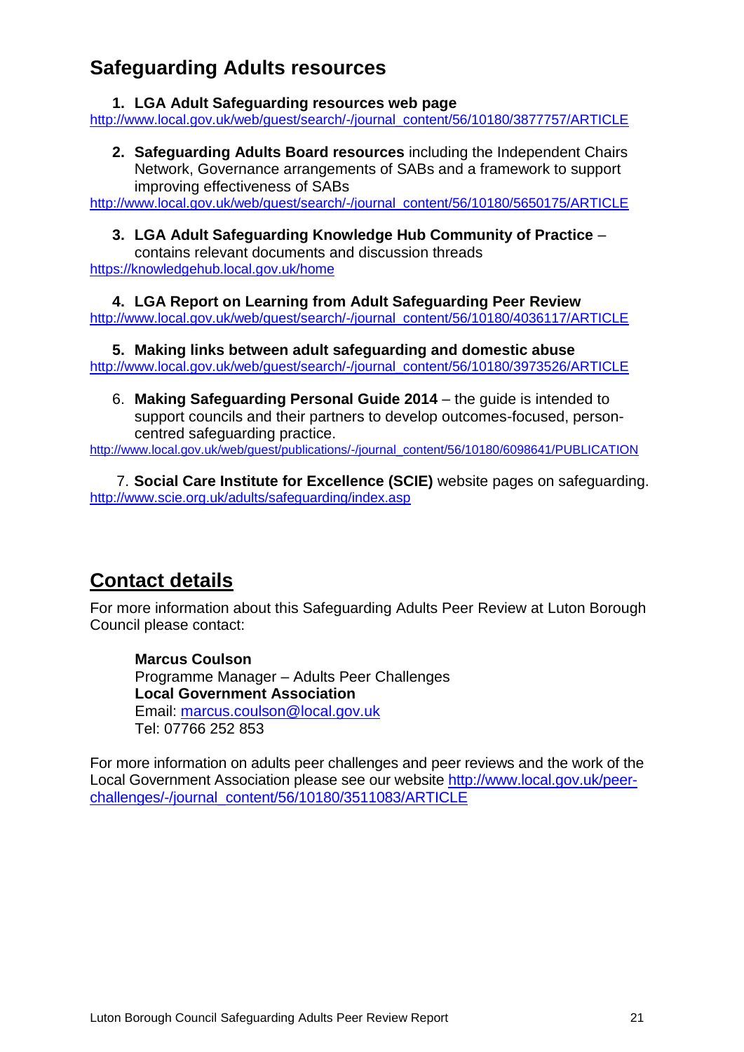## Safeguarding Adults resources

1. **LGA Adult Safeguarding resources web page**
http://www.local.gov.uk/web/guest/search/-/journal_content/56/10180/3877757/ARTICLE

2. **Safeguarding Adults Board resources** including the Independent Chairs Network, Governance arrangements of SABs and a framework to support improving effectiveness of SABs
http://www.local.gov.uk/web/guest/search/-/journal_content/56/10180/5650175/ARTICLE

3. **LGA Adult Safeguarding Knowledge Hub Community of Practice** – contains relevant documents and discussion threads
https://knowledgehub.local.gov.uk/home

4. **LGA Report on Learning from Adult Safeguarding Peer Review**
http://www.local.gov.uk/web/guest/search/-/journal_content/56/10180/4036117/ARTICLE

5. **Making links between adult safeguarding and domestic abuse**
http://www.local.gov.uk/web/guest/search/-/journal_content/56/10180/3973526/ARTICLE

6. **Making Safeguarding Personal Guide 2014** – the guide is intended to support councils and their partners to develop outcomes-focused, person-centred safeguarding practice.
http://www.local.gov.uk/web/guest/publications/-/journal_content/56/10180/6098641/PUBLICATION

7. **Social Care Institute for Excellence (SCIE)** website pages on safeguarding.
http://www.scie.org.uk/adults/safeguarding/index.asp

## Contact details

For more information about this Safeguarding Adults Peer Review at Luton Borough Council please contact:

**Marcus Coulson**
Programme Manager – Adults Peer Challenges
**Local Government Association**
Email: marcus.coulson@local.gov.uk
Tel: 07766 252 853

For more information on adults peer challenges and peer reviews and the work of the Local Government Association please see our website http://www.local.gov.uk/peer-challenges/-/journal_content/56/10180/3511083/ARTICLE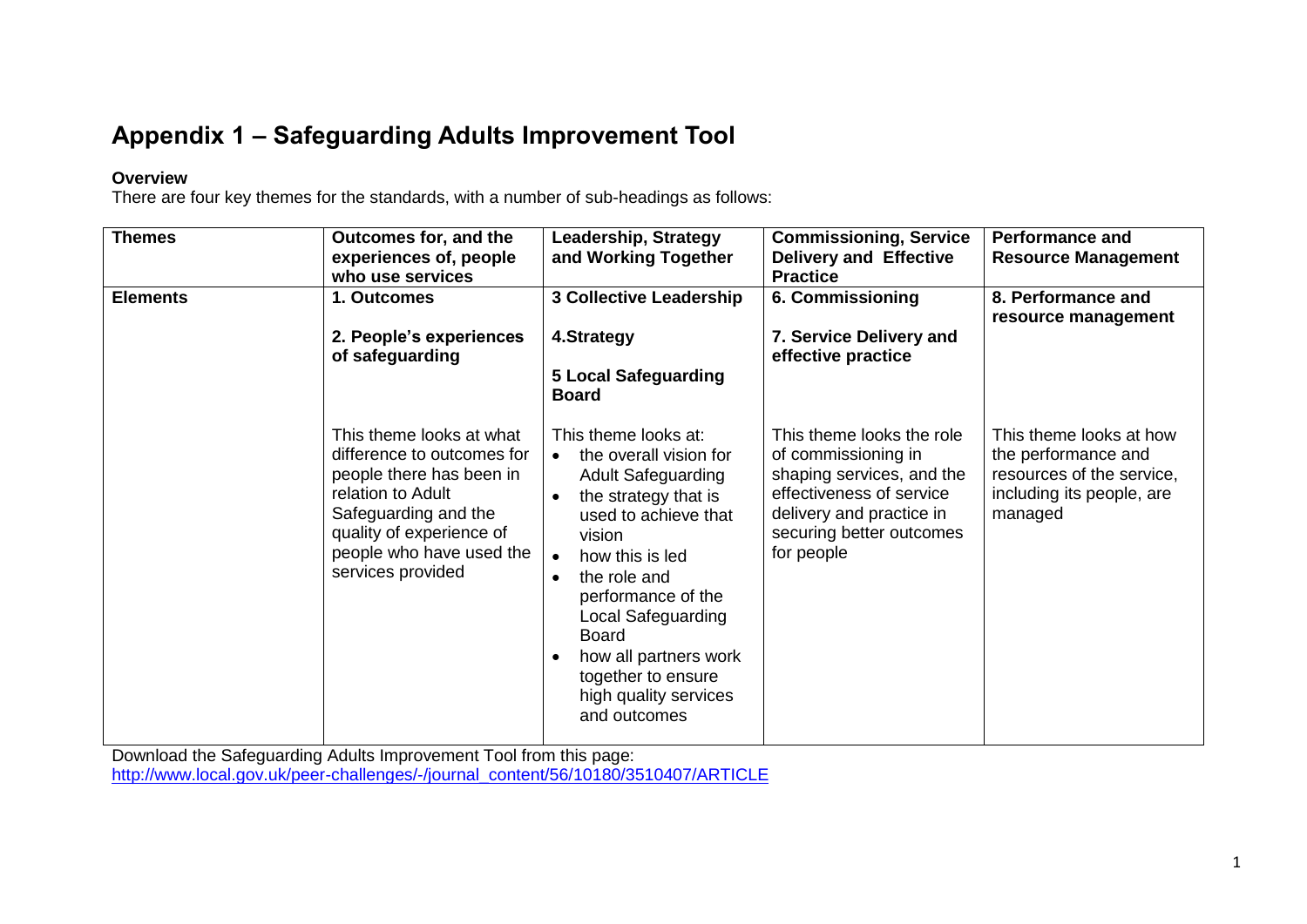# Appendix 1 – Safeguarding Adults Improvement Tool

**Overview**

There are four key themes for the standards, with a number of sub-headings as follows:

| **Themes** | **Outcomes for, and the experiences of, people who use services** | **Leadership, Strategy and Working Together** | **Commissioning, Service Delivery and Effective Practice** | **Performance and Resource Management** |
|---|---|---|---|---|
| **Elements** | **1. Outcomes**<br><br>**2. People's experiences of safeguarding**<br><br>This theme looks at what difference to outcomes for people there has been in relation to Adult Safeguarding and the quality of experience of people who have used the services provided | **3 Collective Leadership**<br><br>**4.Strategy**<br><br>**5 Local Safeguarding Board**<br><br>This theme looks at:<br>• the overall vision for Adult Safeguarding<br>• the strategy that is used to achieve that vision<br>• how this is led<br>• the role and performance of the Local Safeguarding Board<br>• how all partners work together to ensure high quality services and outcomes | **6. Commissioning**<br><br>**7. Service Delivery and effective practice**<br><br>This theme looks the role of commissioning in shaping services, and the effectiveness of service delivery and practice in securing better outcomes for people | **8. Performance and resource management**<br><br>This theme looks at how the performance and resources of the service, including its people, are managed |

Download the Safeguarding Adults Improvement Tool from this page:
http://www.local.gov.uk/peer-challenges/-/journal_content/56/10180/3510407/ARTICLE